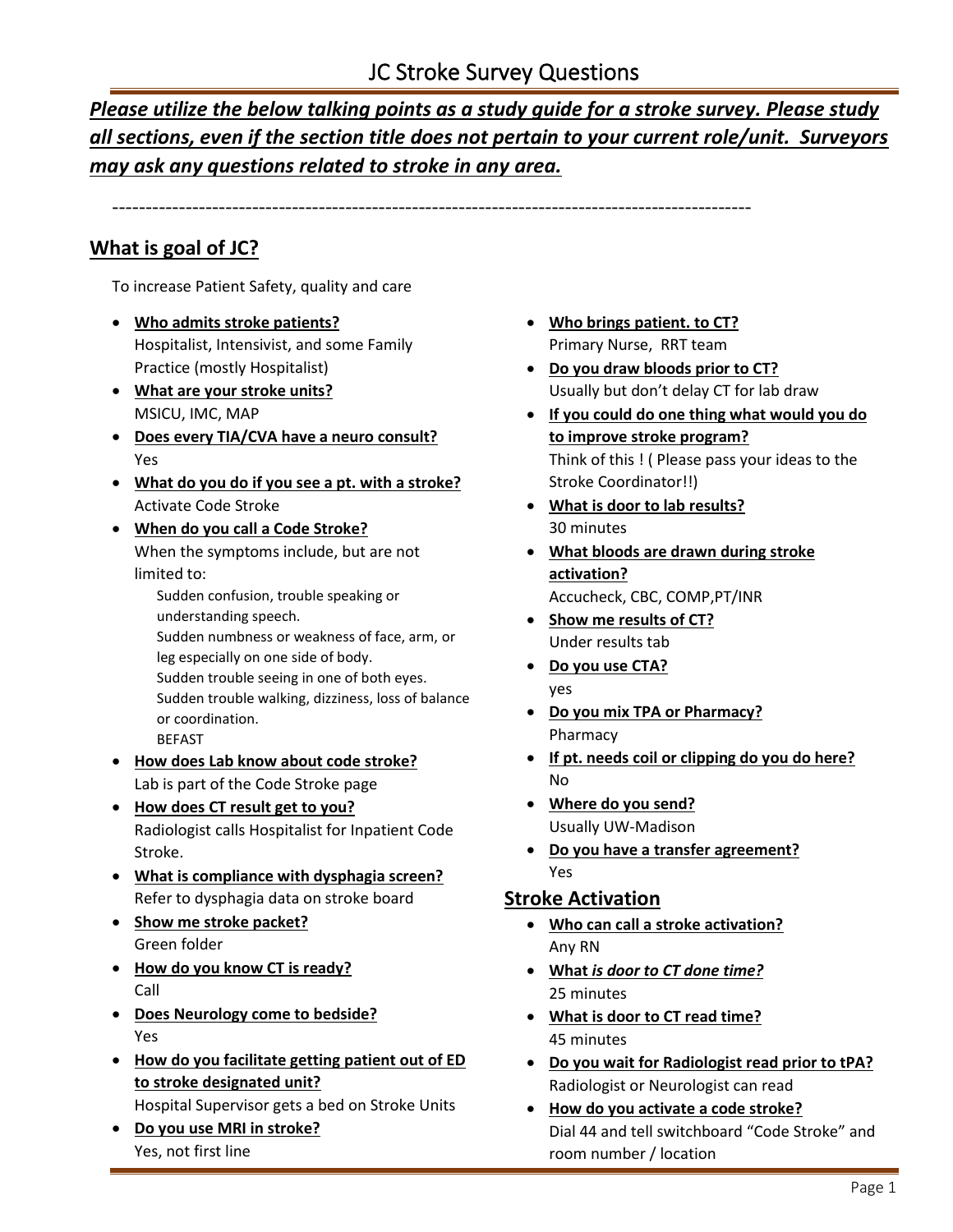# JC Stroke Survey Questions

***Please utilize the below talking points as a study guide for a stroke survey. Please study all sections, even if the section title does not pertain to your current role/unit. Surveyors may ask any questions related to stroke in any area.***

-----------------------------------------------------------------------------------------------

## What is goal of JC?

To increase Patient Safety, quality and care

- **Who admits stroke patients?**
  Hospitalist, Intensivist, and some Family Practice (mostly Hospitalist)
- **What are your stroke units?**
  MSICU, IMC, MAP
- **Does every TIA/CVA have a neuro consult?**
  Yes
- **What do you do if you see a pt. with a stroke?**
  Activate Code Stroke
- **When do you call a Code Stroke?**
  When the symptoms include, but are not limited to:
  - Sudden confusion, trouble speaking or understanding speech.
  - Sudden numbness or weakness of face, arm, or leg especially on one side of body.
  - Sudden trouble seeing in one of both eyes.
  - Sudden trouble walking, dizziness, loss of balance or coordination.
  - BEFAST
- **How does Lab know about code stroke?**
  Lab is part of the Code Stroke page
- **How does CT result get to you?**
  Radiologist calls Hospitalist for Inpatient Code Stroke.
- **What is compliance with dysphagia screen?**
  Refer to dysphagia data on stroke board
- **Show me stroke packet?**
  Green folder
- **How do you know CT is ready?**
  Call
- **Does Neurology come to bedside?**
  Yes
- **How do you facilitate getting patient out of ED to stroke designated unit?**
  Hospital Supervisor gets a bed on Stroke Units
- **Do you use MRI in stroke?**
  Yes, not first line
- **Who brings patient. to CT?**
  Primary Nurse, RRT team
- **Do you draw bloods prior to CT?**
  Usually but don't delay CT for lab draw
- **If you could do one thing what would you do to improve stroke program?**
  Think of this ! ( Please pass your ideas to the Stroke Coordinator!!)
- **What is door to lab results?**
  30 minutes
- **What bloods are drawn during stroke activation?**
  Accucheck, CBC, COMP,PT/INR
- **Show me results of CT?**
  Under results tab
- **Do you use CTA?**
  yes
- **Do you mix TPA or Pharmacy?**
  Pharmacy
- **If pt. needs coil or clipping do you do here?**
  No
- **Where do you send?**
  Usually UW-Madison
- **Do you have a transfer agreement?**
  Yes

## Stroke Activation

- **Who can call a stroke activation?**
  Any RN
- **What *is door to CT done time?***
  25 minutes
- **What is door to CT read time?**
  45 minutes
- **Do you wait for Radiologist read prior to tPA?**
  Radiologist or Neurologist can read
- **How do you activate a code stroke?**
  Dial 44 and tell switchboard "Code Stroke" and room number / location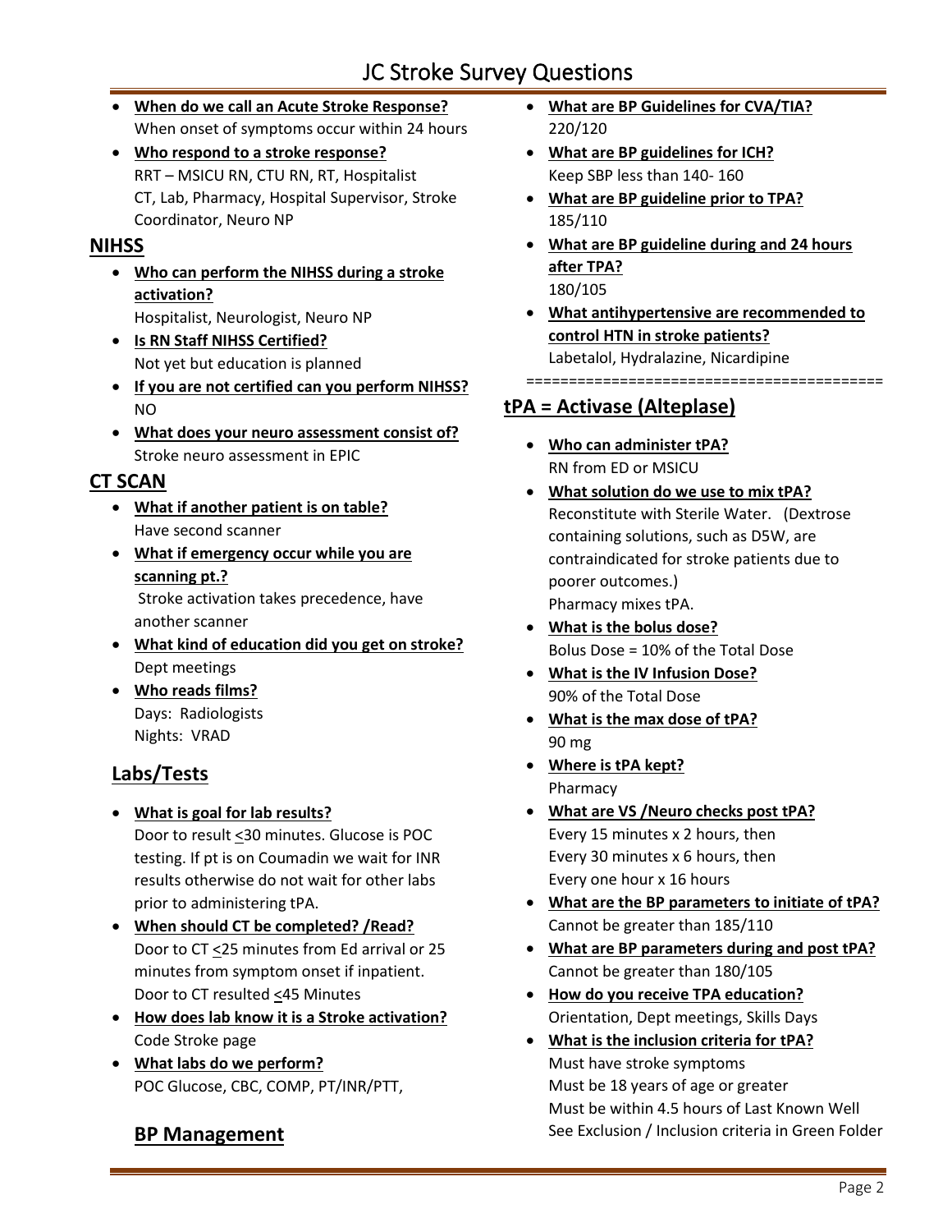# JC Stroke Survey Questions

- **When do we call an Acute Stroke Response?**
  When onset of symptoms occur within 24 hours
- **Who respond to a stroke response?**
  RRT – MSICU RN, CTU RN, RT, Hospitalist
  CT, Lab, Pharmacy, Hospital Supervisor, Stroke Coordinator, Neuro NP

## NIHSS

- **Who can perform the NIHSS during a stroke activation?**
  Hospitalist, Neurologist, Neuro NP
- **Is RN Staff NIHSS Certified?**
  Not yet but education is planned
- **If you are not certified can you perform NIHSS?**
  NO
- **What does your neuro assessment consist of?**
  Stroke neuro assessment in EPIC

## CT SCAN

- **What if another patient is on table?**
  Have second scanner
- **What if emergency occur while you are scanning pt.?**
  Stroke activation takes precedence, have another scanner
- **What kind of education did you get on stroke?**
  Dept meetings
- **Who reads films?**
  Days: Radiologists
  Nights: VRAD

## Labs/Tests

- **What is goal for lab results?**
  Door to result ≤30 minutes. Glucose is POC testing. If pt is on Coumadin we wait for INR results otherwise do not wait for other labs prior to administering tPA.
- **When should CT be completed? /Read?**
  Door to CT ≤25 minutes from Ed arrival or 25 minutes from symptom onset if inpatient.
  Door to CT resulted ≤45 Minutes
- **How does lab know it is a Stroke activation?**
  Code Stroke page
- **What labs do we perform?**
  POC Glucose, CBC, COMP, PT/INR/PTT,

## BP Management

- **What are BP Guidelines for CVA/TIA?**
  220/120
- **What are BP guidelines for ICH?**
  Keep SBP less than 140- 160
- **What are BP guideline prior to TPA?**
  185/110
- **What are BP guideline during and 24 hours after TPA?**
  180/105
- **What antihypertensive are recommended to control HTN in stroke patients?**
  Labetalol, Hydralazine, Nicardipine

==========================================

## tPA = Activase (Alteplase)

- **Who can administer tPA?**
  RN from ED or MSICU
- **What solution do we use to mix tPA?**
  Reconstitute with Sterile Water. (Dextrose containing solutions, such as D5W, are contraindicated for stroke patients due to poorer outcomes.)
  Pharmacy mixes tPA.
- **What is the bolus dose?**
  Bolus Dose = 10% of the Total Dose
- **What is the IV Infusion Dose?**
  90% of the Total Dose
- **What is the max dose of tPA?**
  90 mg
- **Where is tPA kept?**
  Pharmacy
- **What are VS /Neuro checks post tPA?**
  Every 15 minutes x 2 hours, then
  Every 30 minutes x 6 hours, then
  Every one hour x 16 hours
- **What are the BP parameters to initiate of tPA?**
  Cannot be greater than 185/110
- **What are BP parameters during and post tPA?**
  Cannot be greater than 180/105
- **How do you receive TPA education?**
  Orientation, Dept meetings, Skills Days
- **What is the inclusion criteria for tPA?**
  Must have stroke symptoms
  Must be 18 years of age or greater
  Must be within 4.5 hours of Last Known Well
  See Exclusion / Inclusion criteria in Green Folder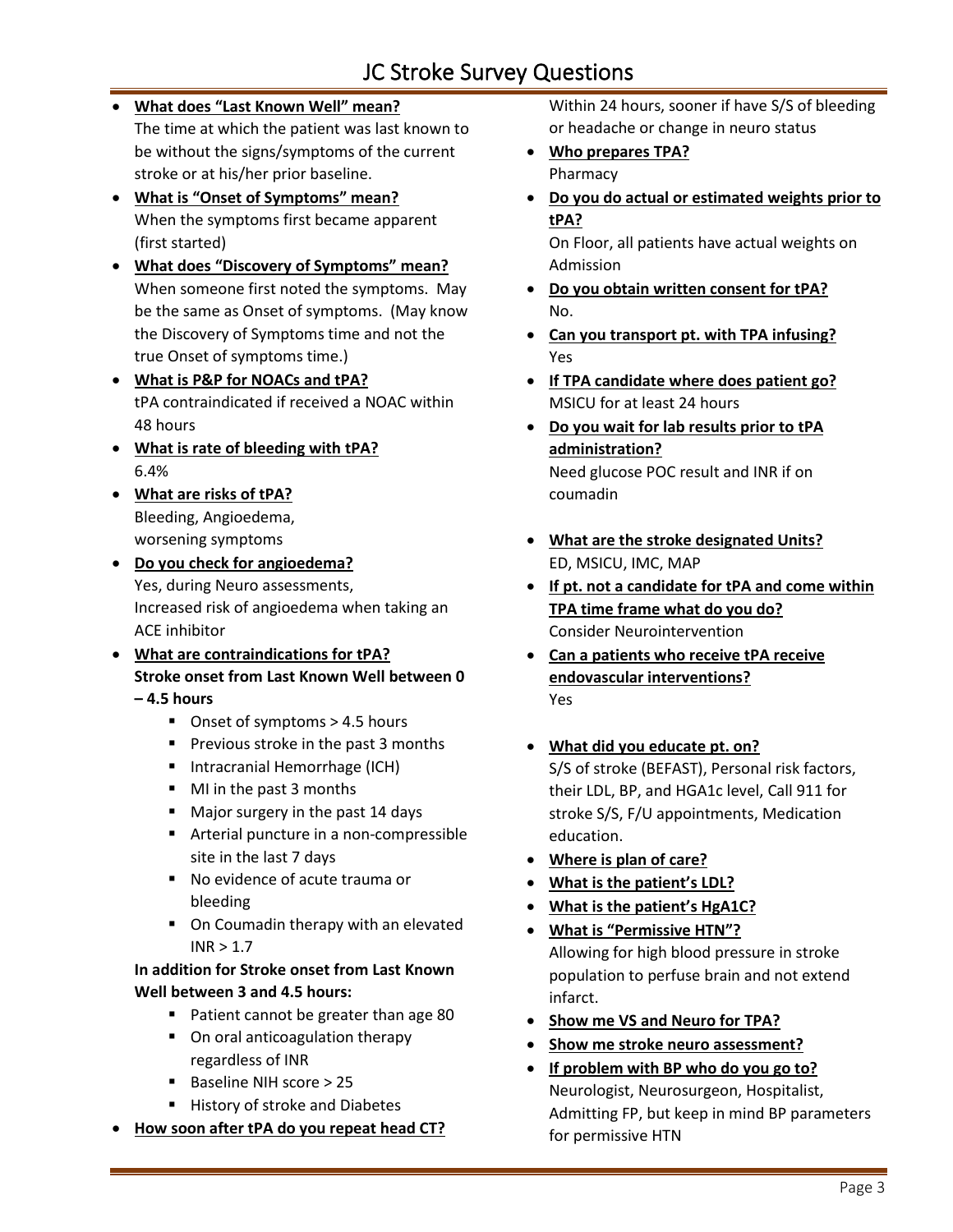# JC Stroke Survey Questions

- **What does "Last Known Well" mean?**
  The time at which the patient was last known to be without the signs/symptoms of the current stroke or at his/her prior baseline.
- **What is "Onset of Symptoms" mean?**
  When the symptoms first became apparent (first started)
- **What does "Discovery of Symptoms" mean?**
  When someone first noted the symptoms. May be the same as Onset of symptoms. (May know the Discovery of Symptoms time and not the true Onset of symptoms time.)
- **What is P&P for NOACs and tPA?**
  tPA contraindicated if received a NOAC within 48 hours
- **What is rate of bleeding with tPA?**
  6.4%
- **What are risks of tPA?**
  Bleeding, Angioedema,
  worsening symptoms
- **Do you check for angioedema?**
  Yes, during Neuro assessments,
  Increased risk of angioedema when taking an ACE inhibitor
- **What are contraindications for tPA?**
  **Stroke onset from Last Known Well between 0 – 4.5 hours**
  - Onset of symptoms > 4.5 hours
  - Previous stroke in the past 3 months
  - Intracranial Hemorrhage (ICH)
  - MI in the past 3 months
  - Major surgery in the past 14 days
  - Arterial puncture in a non-compressible site in the last 7 days
  - No evidence of acute trauma or bleeding
  - On Coumadin therapy with an elevated INR > 1.7

  **In addition for Stroke onset from Last Known Well between 3 and 4.5 hours:**
  - Patient cannot be greater than age 80
  - On oral anticoagulation therapy regardless of INR
  - Baseline NIH score > 25
  - History of stroke and Diabetes
- **How soon after tPA do you repeat head CT?**
  Within 24 hours, sooner if have S/S of bleeding or headache or change in neuro status
- **Who prepares TPA?**
  Pharmacy
- **Do you do actual or estimated weights prior to tPA?**
  On Floor, all patients have actual weights on Admission
- **Do you obtain written consent for tPA?**
  No.
- **Can you transport pt. with TPA infusing?**
  Yes
- **If TPA candidate where does patient go?**
  MSICU for at least 24 hours
- **Do you wait for lab results prior to tPA administration?**
  Need glucose POC result and INR if on coumadin
- **What are the stroke designated Units?**
  ED, MSICU, IMC, MAP
- **If pt. not a candidate for tPA and come within TPA time frame what do you do?**
  Consider Neurointervention
- **Can a patients who receive tPA receive endovascular interventions?**
  Yes
- **What did you educate pt. on?**
  S/S of stroke (BEFAST), Personal risk factors, their LDL, BP, and HGA1c level, Call 911 for stroke S/S, F/U appointments, Medication education.
- **Where is plan of care?**
- **What is the patient's LDL?**
- **What is the patient's HgA1C?**
- **What is "Permissive HTN"?**
  Allowing for high blood pressure in stroke population to perfuse brain and not extend infarct.
- **Show me VS and Neuro for TPA?**
- **Show me stroke neuro assessment?**
- **If problem with BP who do you go to?**
  Neurologist, Neurosurgeon, Hospitalist, Admitting FP, but keep in mind BP parameters for permissive HTN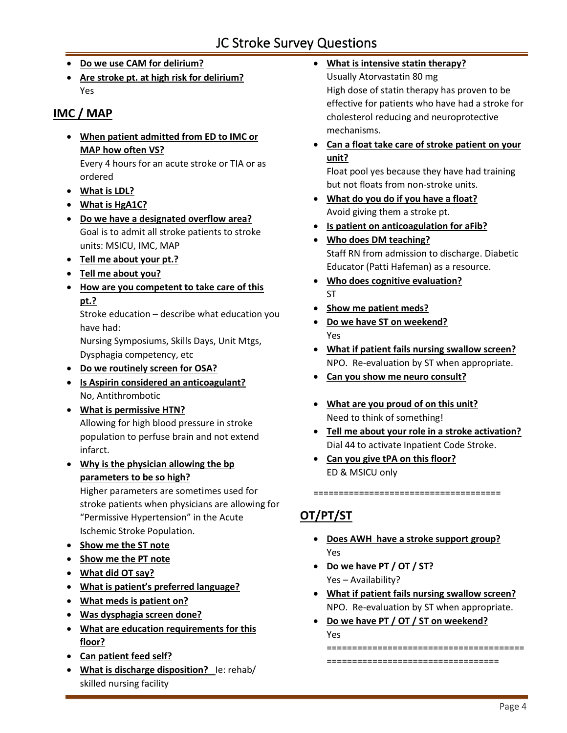- **Do we use CAM for delirium?**
- **Are stroke pt. at high risk for delirium?**
  Yes

## IMC / MAP

- **When patient admitted from ED to IMC or MAP how often VS?**
  Every 4 hours for an acute stroke or TIA or as ordered
- **What is LDL?**
- **What is HgA1C?**
- **Do we have a designated overflow area?**
  Goal is to admit all stroke patients to stroke units: MSICU, IMC, MAP
- **Tell me about your pt.?**
- **Tell me about you?**
- **How are you competent to take care of this pt.?**
  Stroke education – describe what education you have had:
  Nursing Symposiums, Skills Days, Unit Mtgs, Dysphagia competency, etc
- **Do we routinely screen for OSA?**
- **Is Aspirin considered an anticoagulant?**
  No, Antithrombotic
- **What is permissive HTN?**
  Allowing for high blood pressure in stroke population to perfuse brain and not extend infarct.
- **Why is the physician allowing the bp parameters to be so high?**
  Higher parameters are sometimes used for stroke patients when physicians are allowing for "Permissive Hypertension" in the Acute Ischemic Stroke Population.
- **Show me the ST note**
- **Show me the PT note**
- **What did OT say?**
- **What is patient's preferred language?**
- **What meds is patient on?**
- **Was dysphagia screen done?**
- **What are education requirements for this floor?**
- **Can patient feed self?**
- **What is discharge disposition?** Ie: rehab/ skilled nursing facility
- **What is intensive statin therapy?**
  Usually Atorvastatin 80 mg
  High dose of statin therapy has proven to be effective for patients who have had a stroke for cholesterol reducing and neuroprotective mechanisms.
- **Can a float take care of stroke patient on your unit?**
  Float pool yes because they have had training but not floats from non-stroke units.
- **What do you do if you have a float?**
  Avoid giving them a stroke pt.
- **Is patient on anticoagulation for aFib?**
- **Who does DM teaching?**
  Staff RN from admission to discharge. Diabetic Educator (Patti Hafeman) as a resource.
- **Who does cognitive evaluation?**
  ST
- **Show me patient meds?**
- **Do we have ST on weekend?**
  Yes
- **What if patient fails nursing swallow screen?**
  NPO. Re-evaluation by ST when appropriate.
- **Can you show me neuro consult?**
- **What are you proud of on this unit?**
  Need to think of something!
- **Tell me about your role in a stroke activation?**
  Dial 44 to activate Inpatient Code Stroke.
- **Can you give tPA on this floor?**
  ED & MSICU only

====================================

## OT/PT/ST

- **Does AWH have a stroke support group?**
  Yes
- **Do we have PT / OT / ST?**
  Yes – Availability?
- **What if patient fails nursing swallow screen?**
  NPO. Re-evaluation by ST when appropriate.
- **Do we have PT / OT / ST on weekend?**
  Yes

======================================
=================================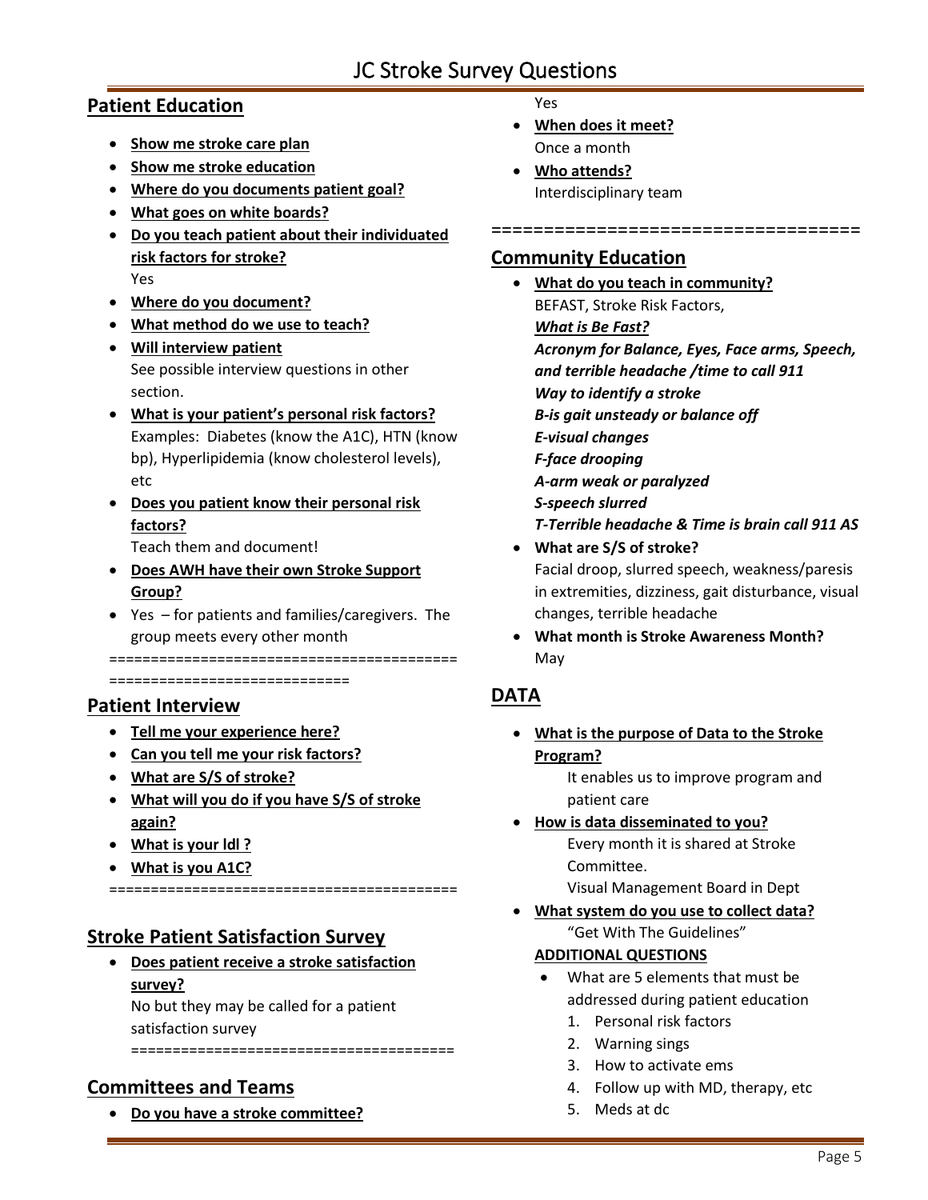# JC Stroke Survey Questions

## Patient Education

- **Show me stroke care plan**
- **Show me stroke education**
- **Where do you documents patient goal?**
- **What goes on white boards?**
- **Do you teach patient about their individuated risk factors for stroke?**
  Yes
- **Where do you document?**
- **What method do we use to teach?**
- **Will interview patient**
  See possible interview questions in other section.
- **What is your patient's personal risk factors?**
  Examples: Diabetes (know the A1C), HTN (know bp), Hyperlipidemia (know cholesterol levels), etc
- **Does you patient know their personal risk factors?**
  Teach them and document!
- **Does AWH have their own Stroke Support Group?**
- Yes – for patients and families/caregivers. The group meets every other month

=========================================================================

## Patient Interview

- **Tell me your experience here?**
- **Can you tell me your risk factors?**
- **What are S/S of stroke?**
- **What will you do if you have S/S of stroke again?**
- **What is your ldl ?**
- **What is you A1C?**

=========================================

## Stroke Patient Satisfaction Survey

- **Does patient receive a stroke satisfaction survey?**
  No but they may be called for a patient satisfaction survey

======================================

## Committees and Teams

- **Do you have a stroke committee?**
  Yes
- **When does it meet?**
  Once a month
- **Who attends?**
  Interdisciplinary team

==================================

## Community Education

- **What do you teach in community?**
  BEFAST, Stroke Risk Factors,
  ***What is Be Fast?***
  ***Acronym for Balance, Eyes, Face arms, Speech, and terrible headache /time to call 911***
  ***Way to identify a stroke***
  ***B-is gait unsteady or balance off***
  ***E-visual changes***
  ***F-face drooping***
  ***A-arm weak or paralyzed***
  ***S-speech slurred***
  ***T-Terrible headache & Time is brain call 911 AS***
- **What are S/S of stroke?**
  Facial droop, slurred speech, weakness/paresis in extremities, dizziness, gait disturbance, visual changes, terrible headache
- **What month is Stroke Awareness Month?**
  May

## DATA

- **What is the purpose of Data to the Stroke Program?**
  It enables us to improve program and patient care
- **How is data disseminated to you?**
  Every month it is shared at Stroke Committee.
  Visual Management Board in Dept
- **What system do you use to collect data?**
  "Get With The Guidelines"

**ADDITIONAL QUESTIONS**

- What are 5 elements that must be addressed during patient education
  1. Personal risk factors
  2. Warning sings
  3. How to activate ems
  4. Follow up with MD, therapy, etc
  5. Meds at dc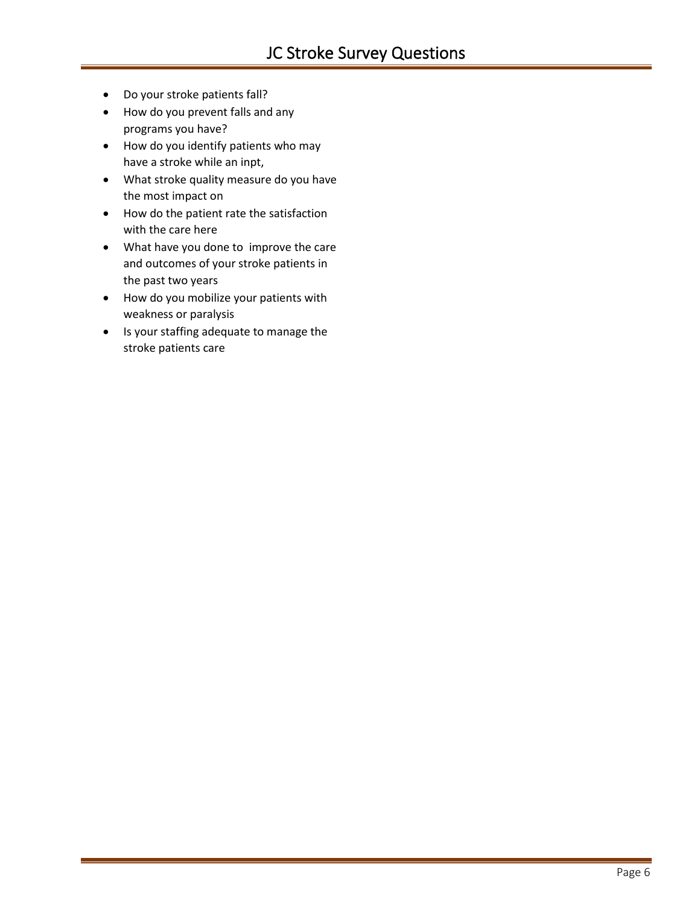# JC Stroke Survey Questions

- Do your stroke patients fall?
- How do you prevent falls and any programs you have?
- How do you identify patients who may have a stroke while an inpt,
- What stroke quality measure do you have the most impact on
- How do the patient rate the satisfaction with the care here
- What have you done to improve the care and outcomes of your stroke patients in the past two years
- How do you mobilize your patients with weakness or paralysis
- Is your staffing adequate to manage the stroke patients care